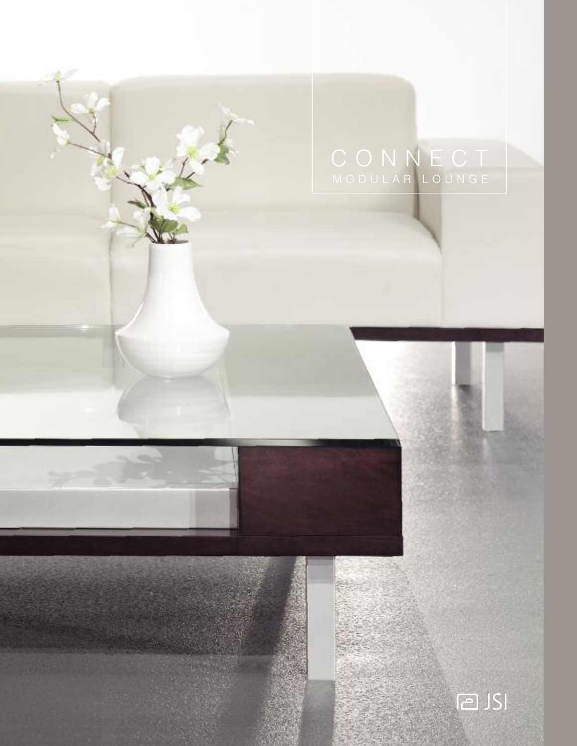# CONNECT

MODULAR LOUNGE

JSI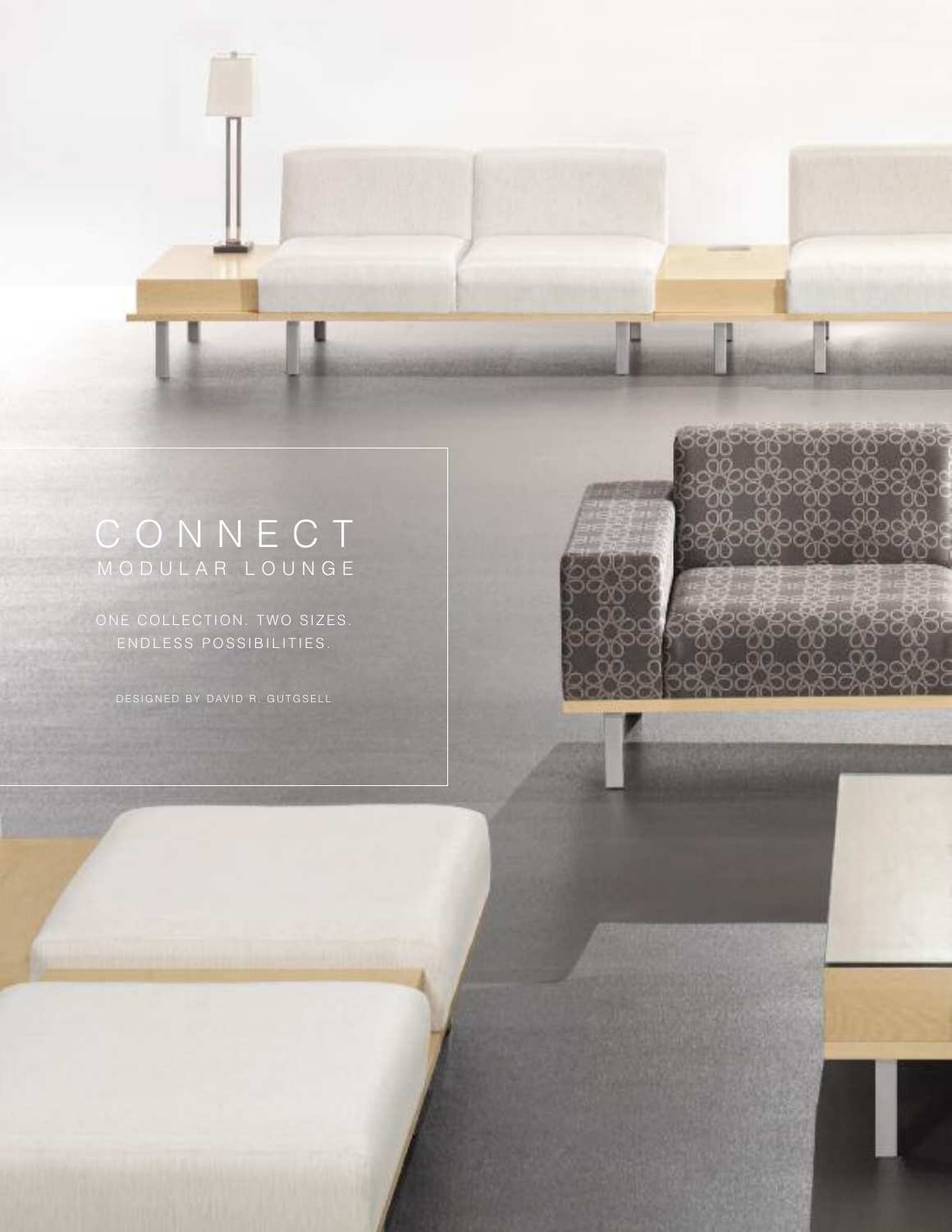# CONNECT

## MODULAR LOUNGE

ONE COLLECTION. TWO SIZES.
ENDLESS POSSIBILITIES.

DESIGNED BY DAVID R. GUTGSELL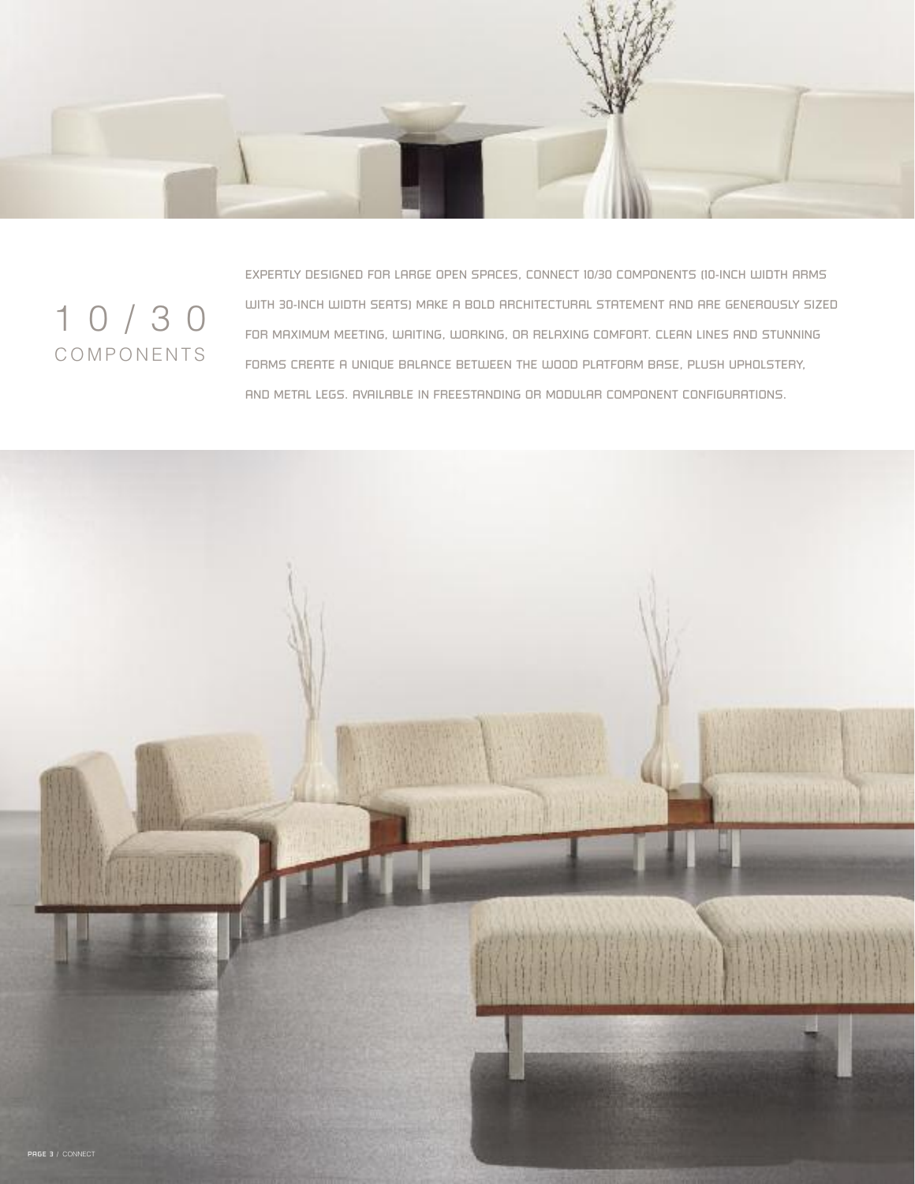# 10/30 COMPONENTS

EXPERTLY DESIGNED FOR LARGE OPEN SPACES, CONNECT 10/30 COMPONENTS (10-INCH WIDTH ARMS WITH 30-INCH WIDTH SEATS) MAKE A BOLD ARCHITECTURAL STATEMENT AND ARE GENEROUSLY SIZED FOR MAXIMUM MEETING, WAITING, WORKING, OR RELAXING COMFORT. CLEAN LINES AND STUNNING FORMS CREATE A UNIQUE BALANCE BETWEEN THE WOOD PLATFORM BASE, PLUSH UPHOLSTERY, AND METAL LEGS. AVAILABLE IN FREESTANDING OR MODULAR COMPONENT CONFIGURATIONS.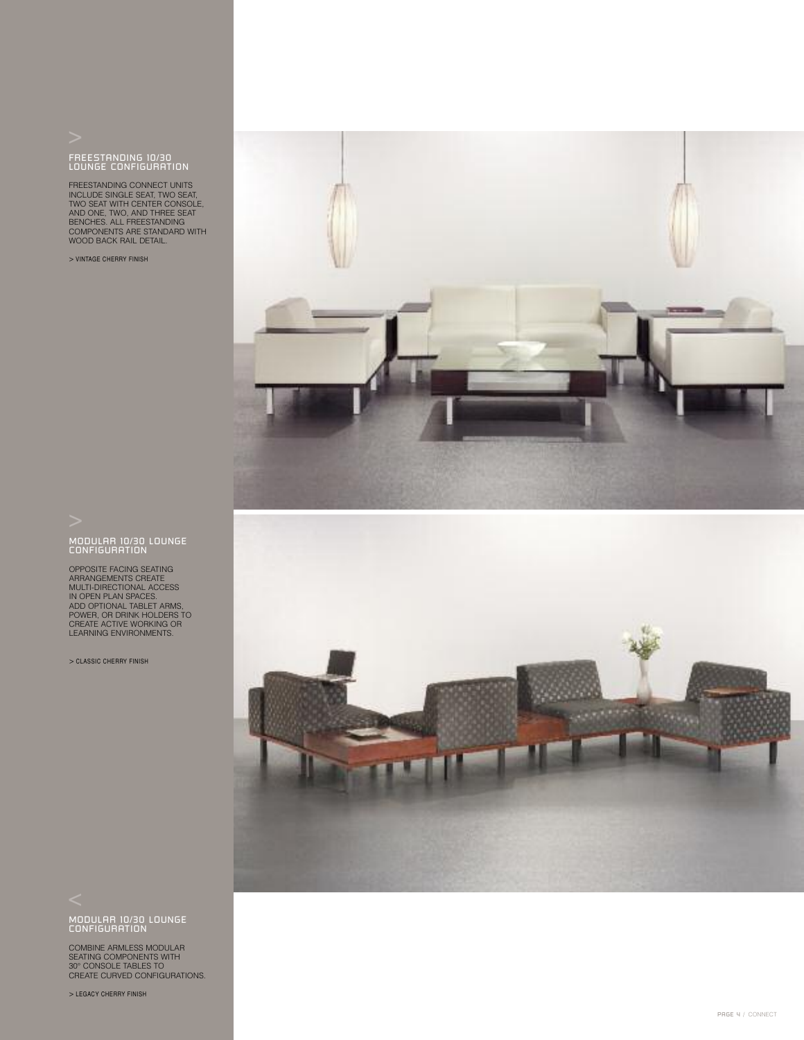>

## FREESTANDING 10/30 LOUNGE CONFIGURATION

FREESTANDING CONNECT UNITS INCLUDE SINGLE SEAT, TWO SEAT, TWO SEAT WITH CENTER CONSOLE, AND ONE, TWO, AND THREE SEAT BENCHES. ALL FREESTANDING COMPONENTS ARE STANDARD WITH WOOD BACK RAIL DETAIL.

> VINTAGE CHERRY FINISH

>

## MODULAR 10/30 LOUNGE CONFIGURATION

OPPOSITE FACING SEATING ARRANGEMENTS CREATE MULTI-DIRECTIONAL ACCESS IN OPEN PLAN SPACES. ADD OPTIONAL TABLET ARMS, POWER, OR DRINK HOLDERS TO CREATE ACTIVE WORKING OR LEARNING ENVIRONMENTS.

> CLASSIC CHERRY FINISH

<

## MODULAR 10/30 LOUNGE CONFIGURATION

COMBINE ARMLESS MODULAR SEATING COMPONENTS WITH 30° CONSOLE TABLES TO CREATE CURVED CONFIGURATIONS.

> LEGACY CHERRY FINISH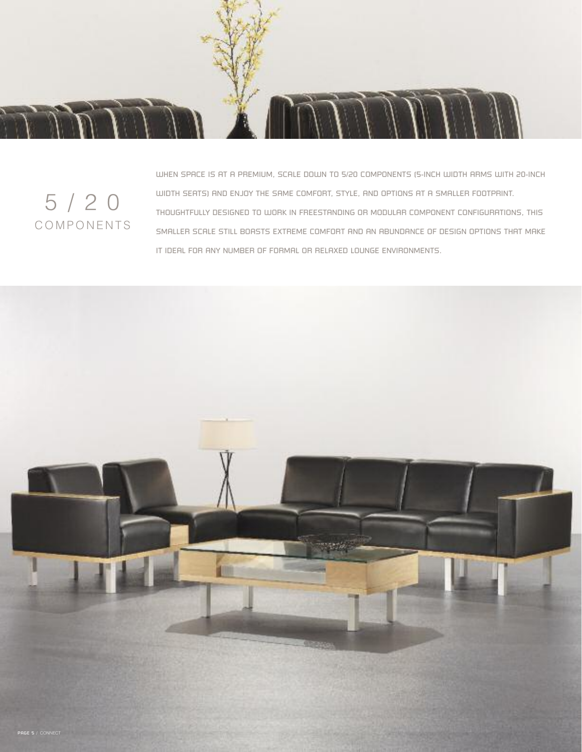# 5 / 2 0
## COMPONENTS

WHEN SPACE IS AT A PREMIUM, SCALE DOWN TO 5/20 COMPONENTS (5-INCH WIDTH ARMS WITH 20-INCH WIDTH SEATS) AND ENJOY THE SAME COMFORT, STYLE, AND OPTIONS AT A SMALLER FOOTPRINT. THOUGHTFULLY DESIGNED TO WORK IN FREESTANDING OR MODULAR COMPONENT CONFIGURATIONS, THIS SMALLER SCALE STILL BOASTS EXTREME COMFORT AND AN ABUNDANCE OF DESIGN OPTIONS THAT MAKE IT IDEAL FOR ANY NUMBER OF FORMAL OR RELAXED LOUNGE ENVIRONMENTS.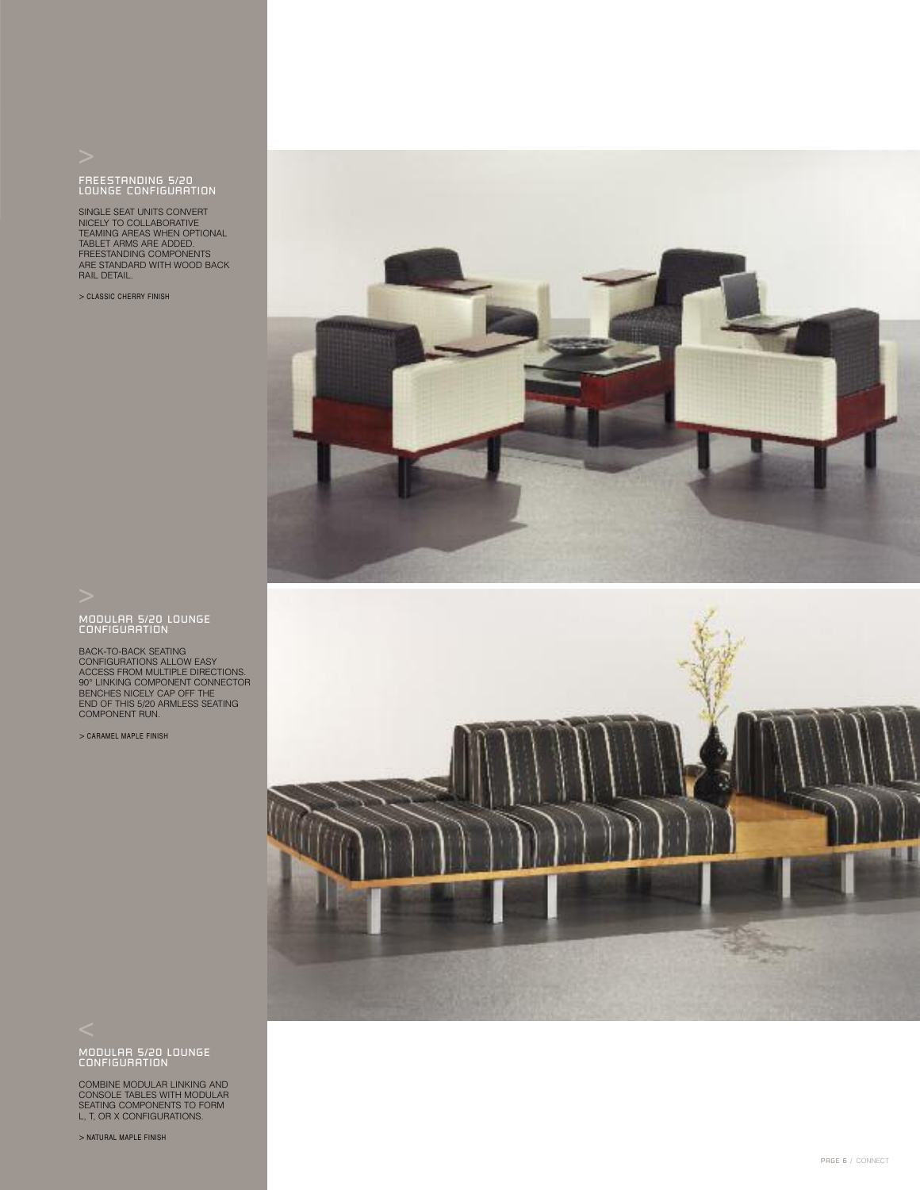>

## FREESTANDING 5/20 LOUNGE CONFIGURATION

SINGLE SEAT UNITS CONVERT NICELY TO COLLABORATIVE TEAMING AREAS WHEN OPTIONAL TABLET ARMS ARE ADDED. FREESTANDING COMPONENTS ARE STANDARD WITH WOOD BACK RAIL DETAIL.

> CLASSIC CHERRY FINISH

>

## MODULAR 5/20 LOUNGE CONFIGURATION

BACK-TO-BACK SEATING CONFIGURATIONS ALLOW EASY ACCESS FROM MULTIPLE DIRECTIONS. 90° LINKING COMPONENT CONNECTOR BENCHES NICELY CAP OFF THE END OF THIS 5/20 ARMLESS SEATING COMPONENT RUN.

> CARAMEL MAPLE FINISH

<

## MODULAR 5/20 LOUNGE CONFIGURATION

COMBINE MODULAR LINKING AND CONSOLE TABLES WITH MODULAR SEATING COMPONENTS TO FORM L, T, OR X CONFIGURATIONS.

> NATURAL MAPLE FINISH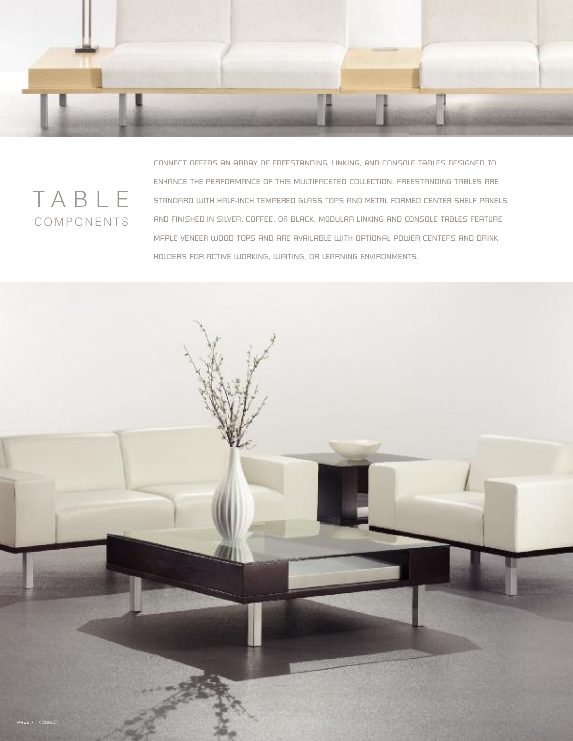# TABLE
## COMPONENTS

CONNECT OFFERS AN ARRAY OF FREESTANDING, LINKING, AND CONSOLE TABLES DESIGNED TO ENHANCE THE PERFORMANCE OF THIS MULTIFACETED COLLECTION. FREESTANDING TABLES ARE STANDARD WITH HALF-INCH TEMPERED GLASS TOPS AND METAL FORMED CENTER SHELF PANELS AND FINISHED IN SILVER, COFFEE, OR BLACK. MODULAR LINKING AND CONSOLE TABLES FEATURE MAPLE VENEER WOOD TOPS AND ARE AVAILABLE WITH OPTIONAL POWER CENTERS AND DRINK HOLDERS FOR ACTIVE WORKING, WAITING, OR LEARNING ENVIRONMENTS.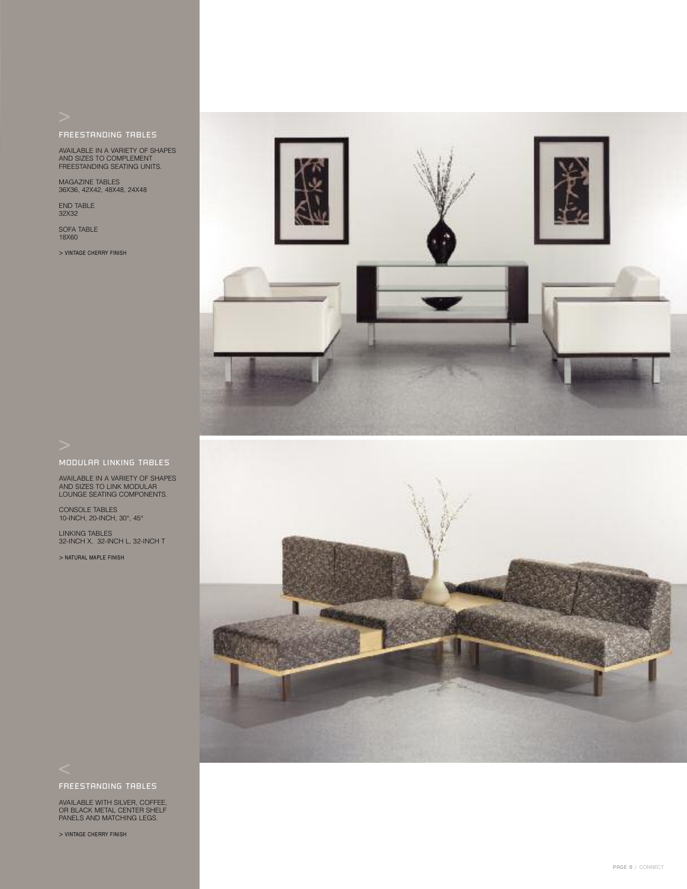>

## FREESTANDING TABLES

AVAILABLE IN A VARIETY OF SHAPES AND SIZES TO COMPLEMENT FREESTANDING SEATING UNITS.

MAGAZINE TABLES
36X36, 42X42, 48X48, 24X48

END TABLE
32X32

SOFA TABLE
18X60

> VINTAGE CHERRY FINISH

>

## MODULAR LINKING TABLES

AVAILABLE IN A VARIETY OF SHAPES AND SIZES TO LINK MODULAR LOUNGE SEATING COMPONENTS.

CONSOLE TABLES
10-INCH, 20-INCH, 30°, 45°

LINKING TABLES
32-INCH X, 32-INCH L, 32-INCH T

> NATURAL MAPLE FINISH

<

## FREESTANDING TABLES

AVAILABLE WITH SILVER, COFFEE, OR BLACK METAL CENTER SHELF PANELS AND MATCHING LEGS.

> VINTAGE CHERRY FINISH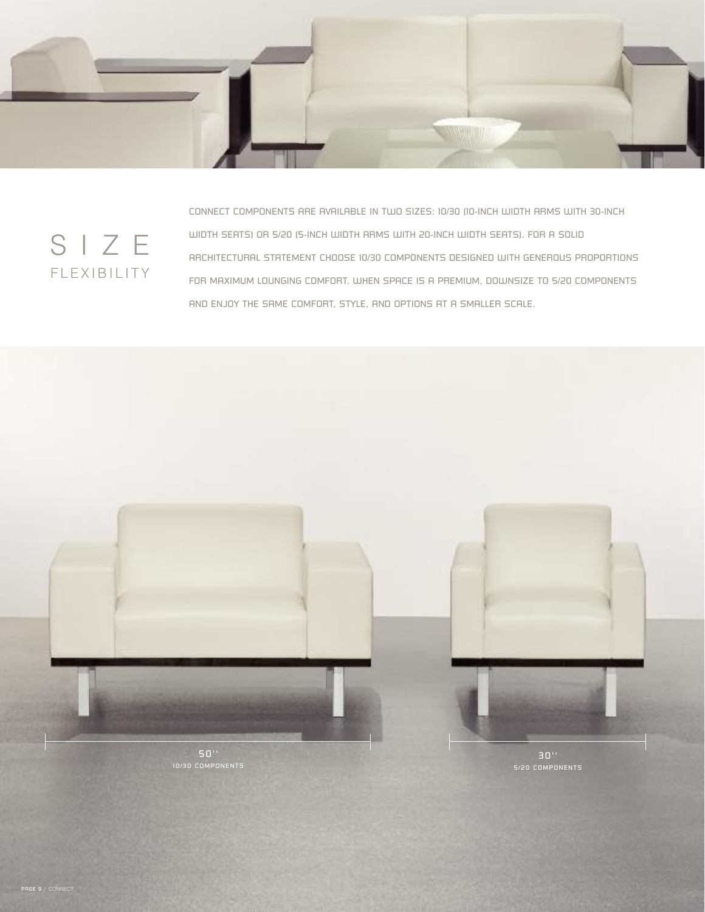# SIZE
## FLEXIBILITY

CONNECT COMPONENTS ARE AVAILABLE IN TWO SIZES: 10/30 (10-INCH WIDTH ARMS WITH 30-INCH WIDTH SEATS) OR 5/20 (5-INCH WIDTH ARMS WITH 20-INCH WIDTH SEATS). FOR A SOLID ARCHITECTURAL STATEMENT CHOOSE 10/30 COMPONENTS DESIGNED WITH GENEROUS PROPORTIONS FOR MAXIMUM LOUNGING COMFORT. WHEN SPACE IS A PREMIUM, DOWNSIZE TO 5/20 COMPONENTS AND ENJOY THE SAME COMFORT, STYLE, AND OPTIONS AT A SMALLER SCALE.

50''
10/30 COMPONENTS

30''
5/20 COMPONENTS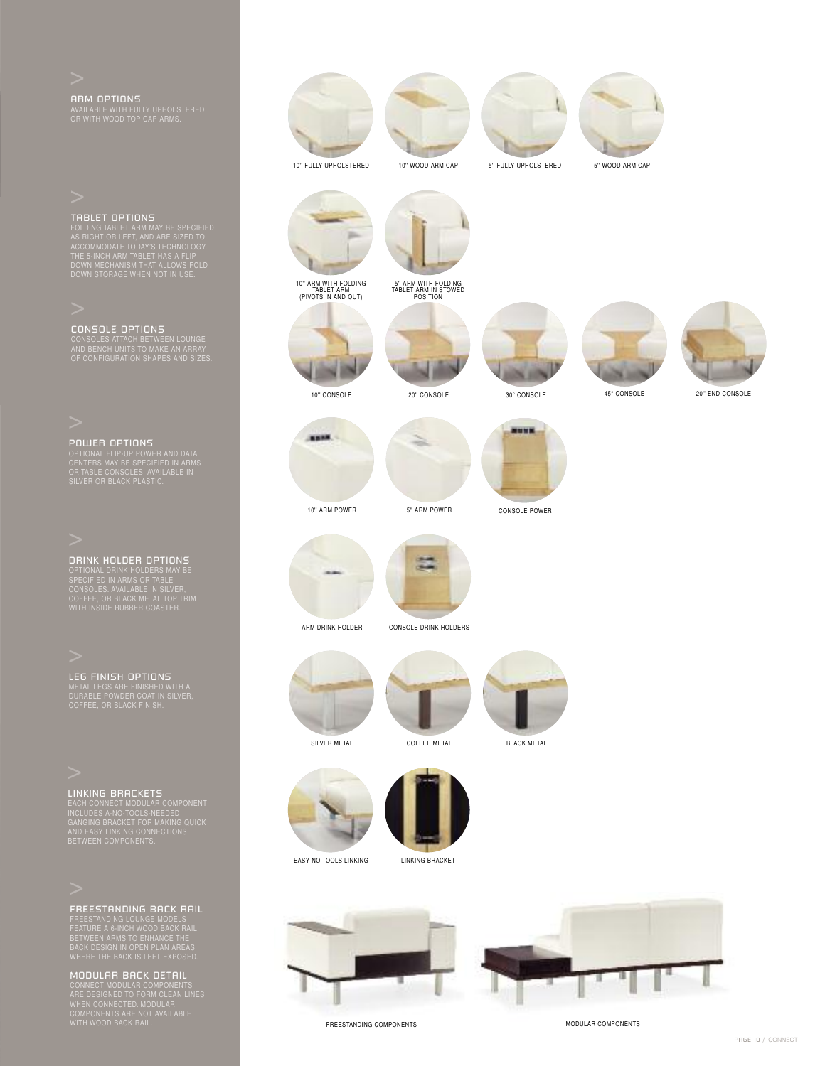## ARM OPTIONS

AVAILABLE WITH FULLY UPHOLSTERED OR WITH WOOD TOP CAP ARMS.

10" FULLY UPHOLSTERED

10" WOOD ARM CAP

5" FULLY UPHOLSTERED

5" WOOD ARM CAP

## TABLET OPTIONS

FOLDING TABLET ARM MAY BE SPECIFIED AS RIGHT OR LEFT, AND ARE SIZED TO ACCOMMODATE TODAY'S TECHNOLOGY. THE 5-INCH ARM TABLET HAS A FLIP DOWN MECHANISM THAT ALLOWS FOLD DOWN STORAGE WHEN NOT IN USE.

10" ARM WITH FOLDING TABLET ARM (PIVOTS IN AND OUT)

5" ARM WITH FOLDING TABLET ARM IN STOWED POSITION

## CONSOLE OPTIONS

CONSOLES ATTACH BETWEEN LOUNGE AND BENCH UNITS TO MAKE AN ARRAY OF CONFIGURATION SHAPES AND SIZES.

10" CONSOLE

20" CONSOLE

30° CONSOLE

45° CONSOLE

20" END CONSOLE

## POWER OPTIONS

OPTIONAL FLIP-UP POWER AND DATA CENTERS MAY BE SPECIFIED IN ARMS OR TABLE CONSOLES. AVAILABLE IN SILVER OR BLACK PLASTIC.

10" ARM POWER

5" ARM POWER

CONSOLE POWER

## DRINK HOLDER OPTIONS

OPTIONAL DRINK HOLDERS MAY BE SPECIFIED IN ARMS OR TABLE CONSOLES. AVAILABLE IN SILVER, COFFEE, OR BLACK METAL TOP TRIM WITH INSIDE RUBBER COASTER.

ARM DRINK HOLDER

CONSOLE DRINK HOLDERS

## LEG FINISH OPTIONS

METAL LEGS ARE FINISHED WITH A DURABLE POWDER COAT IN SILVER, COFFEE, OR BLACK FINISH.

SILVER METAL

COFFEE METAL

BLACK METAL

## LINKING BRACKETS

EACH CONNECT MODULAR COMPONENT INCLUDES A-NO-TOOLS-NEEDED GANGING BRACKET FOR MAKING QUICK AND EASY LINKING CONNECTIONS BETWEEN COMPONENTS.

EASY NO TOOLS LINKING

LINKING BRACKET

## FREESTANDING BACK RAIL

FREESTANDING LOUNGE MODELS FEATURE A 6-INCH WOOD BACK RAIL BETWEEN ARMS TO ENHANCE THE BACK DESIGN IN OPEN PLAN AREAS WHERE THE BACK IS LEFT EXPOSED.

## MODULAR BACK DETAIL

CONNECT MODULAR COMPONENTS ARE DESIGNED TO FORM CLEAN LINES WHEN CONNECTED. MODULAR COMPONENTS ARE NOT AVAILABLE WITH WOOD BACK RAIL.

FREESTANDING COMPONENTS

MODULAR COMPONENTS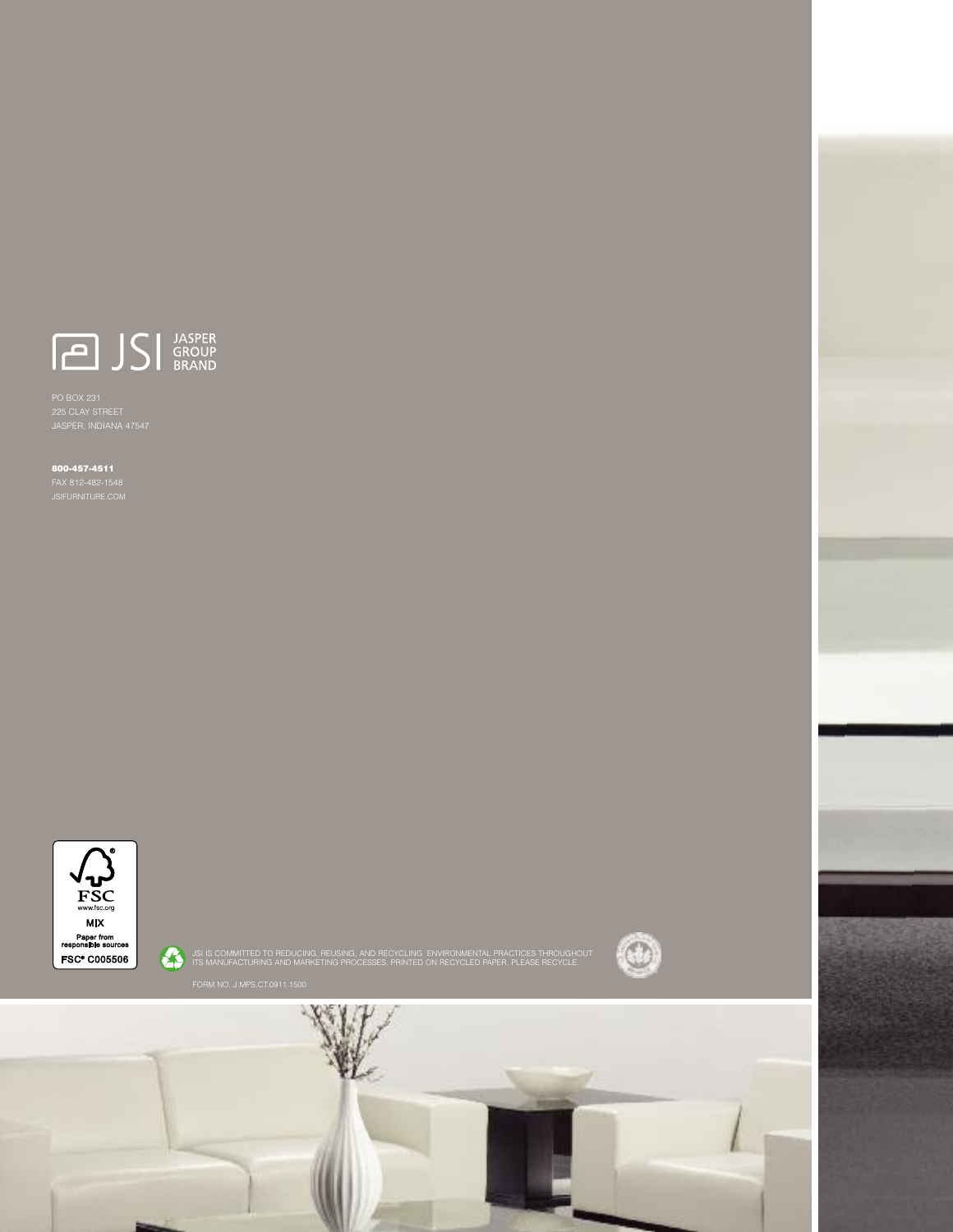JSI JASPER GROUP BRAND

PO BOX 231
225 CLAY STREET
JASPER, INDIANA 47547

**800-457-4511**
FAX 812-482-1548
JSIFURNITURE.COM

FSC
www.fsc.org
MIX
Paper from responsible sources
FSC® C005506

JSI IS COMMITTED TO REDUCING, REUSING, AND RECYCLING ENVIRONMENTAL PRACTICES THROUGHOUT ITS MANUFACTURING AND MARKETING PROCESSES. PRINTED ON RECYCLED PAPER. PLEASE RECYCLE.

FORM NO. J.MPS.CT.0911.1500